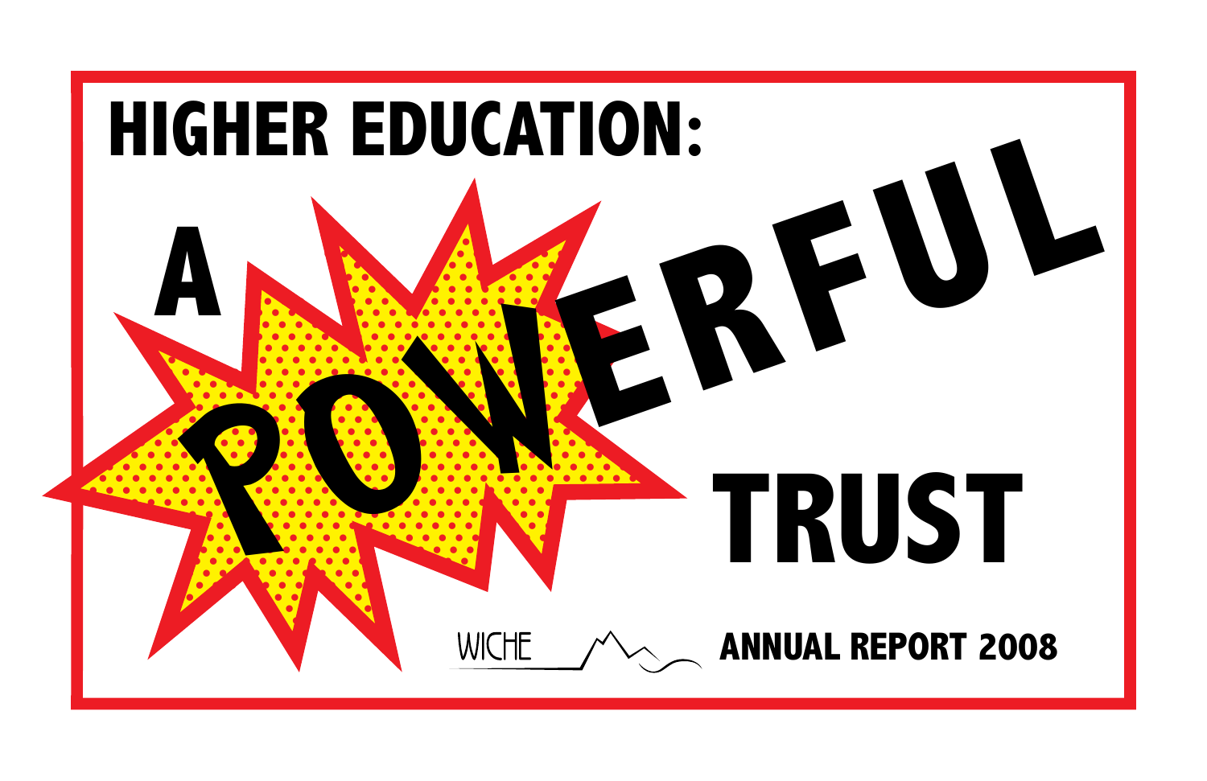# HIGHER EDUCATION:

# A POWERFUL TRUST

WICHE

ANNUAL REPORT 2008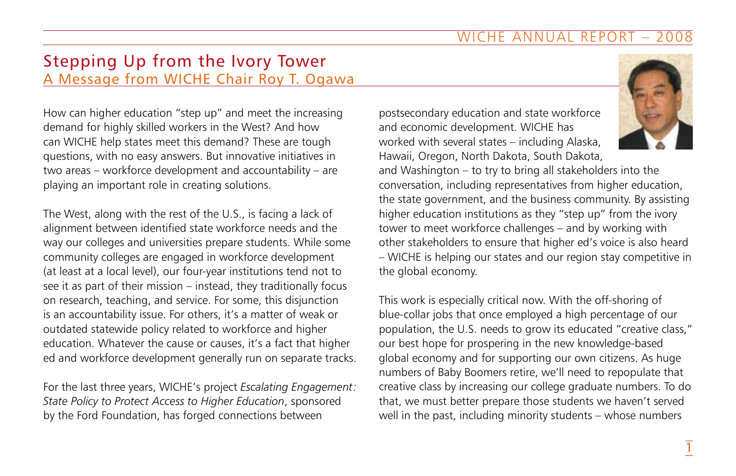# Stepping Up from the Ivory Tower

## A Message from WICHE Chair Roy T. Ogawa

How can higher education "step up" and meet the increasing demand for highly skilled workers in the West? And how can WICHE help states meet this demand? These are tough questions, with no easy answers. But innovative initiatives in two areas – workforce development and accountability – are playing an important role in creating solutions.

The West, along with the rest of the U.S., is facing a lack of alignment between identified state workforce needs and the way our colleges and universities prepare students. While some community colleges are engaged in workforce development (at least at a local level), our four-year institutions tend not to see it as part of their mission – instead, they traditionally focus on research, teaching, and service. For some, this disjunction is an accountability issue. For others, it's a matter of weak or outdated statewide policy related to workforce and higher education. Whatever the cause or causes, it's a fact that higher ed and workforce development generally run on separate tracks.

For the last three years, WICHE's project *Escalating Engagement: State Policy to Protect Access to Higher Education*, sponsored by the Ford Foundation, has forged connections between postsecondary education and state workforce and economic development. WICHE has worked with several states – including Alaska, Hawaii, Oregon, North Dakota, South Dakota, and Washington – to try to bring all stakeholders into the conversation, including representatives from higher education, the state government, and the business community. By assisting higher education institutions as they "step up" from the ivory tower to meet workforce challenges – and by working with other stakeholders to ensure that higher ed's voice is also heard – WICHE is helping our states and our region stay competitive in the global economy.

This work is especially critical now. With the off-shoring of blue-collar jobs that once employed a high percentage of our population, the U.S. needs to grow its educated "creative class," our best hope for prospering in the new knowledge-based global economy and for supporting our own citizens. As huge numbers of Baby Boomers retire, we'll need to repopulate that creative class by increasing our college graduate numbers. To do that, we must better prepare those students we haven't served well in the past, including minority students – whose numbers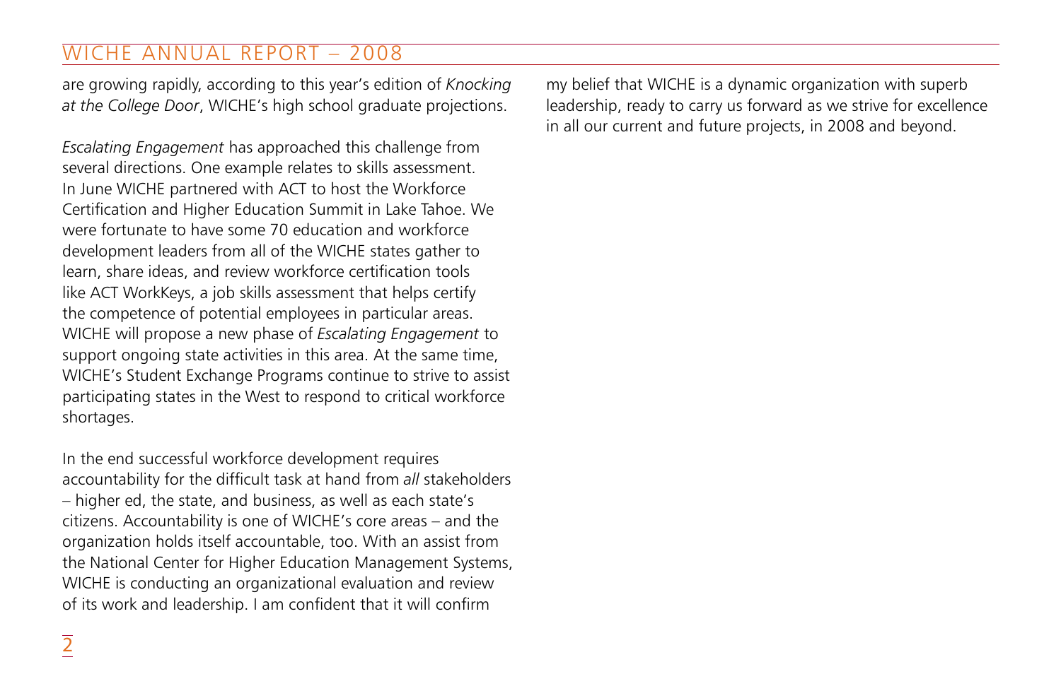are growing rapidly, according to this year's edition of *Knocking at the College Door*, WICHE's high school graduate projections.

*Escalating Engagement* has approached this challenge from several directions. One example relates to skills assessment. In June WICHE partnered with ACT to host the Workforce Certification and Higher Education Summit in Lake Tahoe. We were fortunate to have some 70 education and workforce development leaders from all of the WICHE states gather to learn, share ideas, and review workforce certification tools like ACT WorkKeys, a job skills assessment that helps certify the competence of potential employees in particular areas. WICHE will propose a new phase of *Escalating Engagement* to support ongoing state activities in this area. At the same time, WICHE's Student Exchange Programs continue to strive to assist participating states in the West to respond to critical workforce shortages.

In the end successful workforce development requires accountability for the difficult task at hand from *all* stakeholders – higher ed, the state, and business, as well as each state's citizens. Accountability is one of WICHE's core areas – and the organization holds itself accountable, too. With an assist from the National Center for Higher Education Management Systems, WICHE is conducting an organizational evaluation and review of its work and leadership. I am confident that it will confirm my belief that WICHE is a dynamic organization with superb leadership, ready to carry us forward as we strive for excellence in all our current and future projects, in 2008 and beyond.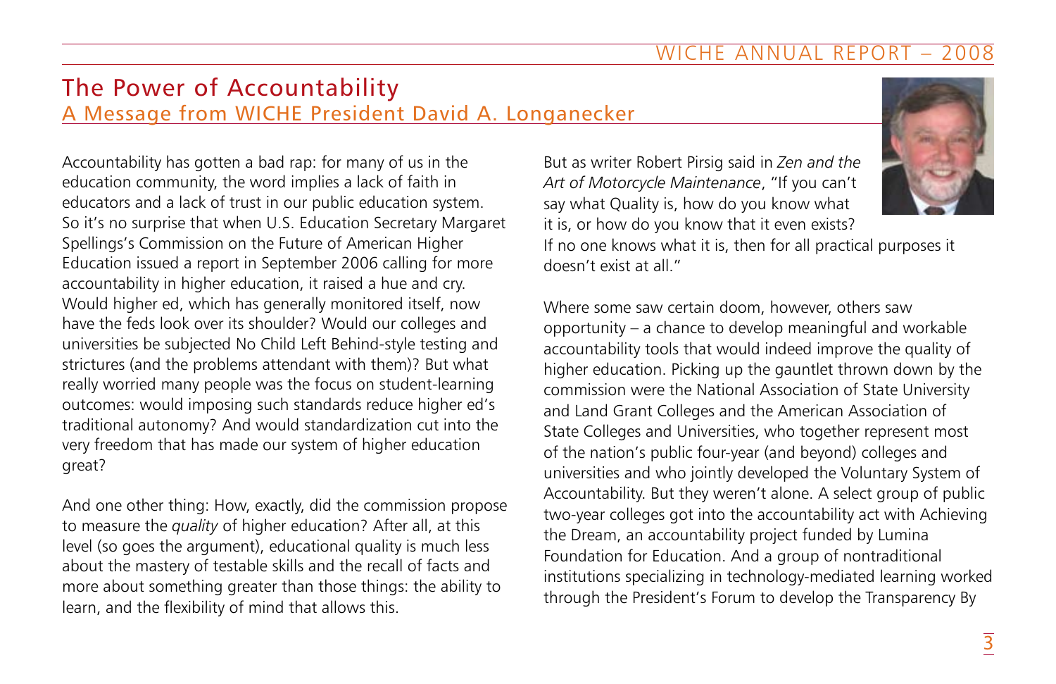# The Power of Accountability

## A Message from WICHE President David A. Longanecker

Accountability has gotten a bad rap: for many of us in the education community, the word implies a lack of faith in educators and a lack of trust in our public education system. So it's no surprise that when U.S. Education Secretary Margaret Spellings's Commission on the Future of American Higher Education issued a report in September 2006 calling for more accountability in higher education, it raised a hue and cry. Would higher ed, which has generally monitored itself, now have the feds look over its shoulder? Would our colleges and universities be subjected No Child Left Behind-style testing and strictures (and the problems attendant with them)? But what really worried many people was the focus on student-learning outcomes: would imposing such standards reduce higher ed's traditional autonomy? And would standardization cut into the very freedom that has made our system of higher education great?

And one other thing: How, exactly, did the commission propose to measure the *quality* of higher education? After all, at this level (so goes the argument), educational quality is much less about the mastery of testable skills and the recall of facts and more about something greater than those things: the ability to learn, and the flexibility of mind that allows this.

But as writer Robert Pirsig said in *Zen and the Art of Motorcycle Maintenance*, "If you can't say what Quality is, how do you know what it is, or how do you know that it even exists? If no one knows what it is, then for all practical purposes it doesn't exist at all."

Where some saw certain doom, however, others saw opportunity – a chance to develop meaningful and workable accountability tools that would indeed improve the quality of higher education. Picking up the gauntlet thrown down by the commission were the National Association of State University and Land Grant Colleges and the American Association of State Colleges and Universities, who together represent most of the nation's public four-year (and beyond) colleges and universities and who jointly developed the Voluntary System of Accountability. But they weren't alone. A select group of public two-year colleges got into the accountability act with Achieving the Dream, an accountability project funded by Lumina Foundation for Education. And a group of nontraditional institutions specializing in technology-mediated learning worked through the President's Forum to develop the Transparency By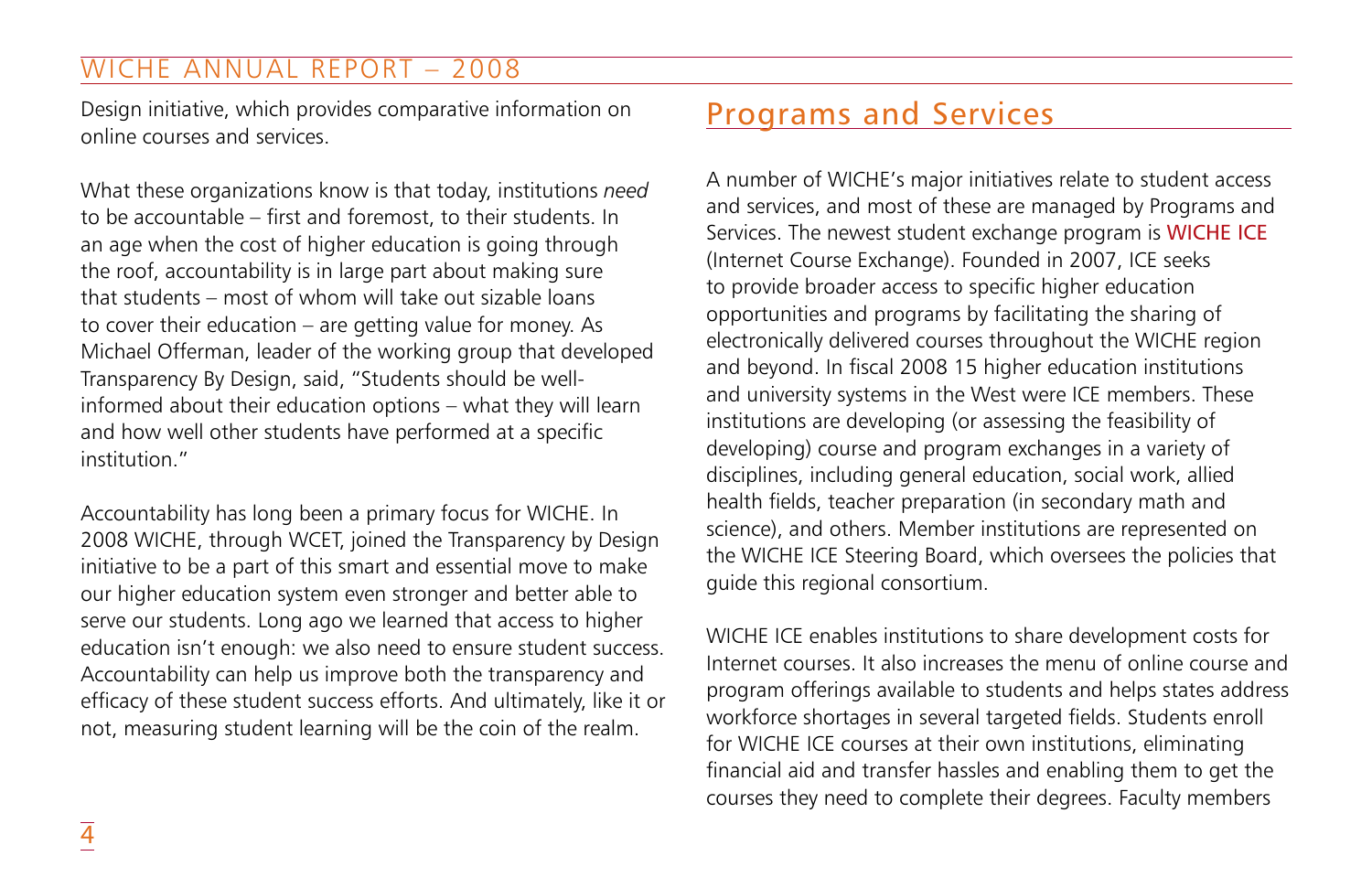Design initiative, which provides comparative information on online courses and services.

What these organizations know is that today, institutions *need* to be accountable – first and foremost, to their students. In an age when the cost of higher education is going through the roof, accountability is in large part about making sure that students – most of whom will take out sizable loans to cover their education – are getting value for money. As Michael Offerman, leader of the working group that developed Transparency By Design, said, "Students should be well-informed about their education options – what they will learn and how well other students have performed at a specific institution."

Accountability has long been a primary focus for WICHE. In 2008 WICHE, through WCET, joined the Transparency by Design initiative to be a part of this smart and essential move to make our higher education system even stronger and better able to serve our students. Long ago we learned that access to higher education isn't enough: we also need to ensure student success. Accountability can help us improve both the transparency and efficacy of these student success efforts. And ultimately, like it or not, measuring student learning will be the coin of the realm.

## Programs and Services

A number of WICHE's major initiatives relate to student access and services, and most of these are managed by Programs and Services. The newest student exchange program is WICHE ICE (Internet Course Exchange). Founded in 2007, ICE seeks to provide broader access to specific higher education opportunities and programs by facilitating the sharing of electronically delivered courses throughout the WICHE region and beyond. In fiscal 2008 15 higher education institutions and university systems in the West were ICE members. These institutions are developing (or assessing the feasibility of developing) course and program exchanges in a variety of disciplines, including general education, social work, allied health fields, teacher preparation (in secondary math and science), and others. Member institutions are represented on the WICHE ICE Steering Board, which oversees the policies that guide this regional consortium.

WICHE ICE enables institutions to share development costs for Internet courses. It also increases the menu of online course and program offerings available to students and helps states address workforce shortages in several targeted fields. Students enroll for WICHE ICE courses at their own institutions, eliminating financial aid and transfer hassles and enabling them to get the courses they need to complete their degrees. Faculty members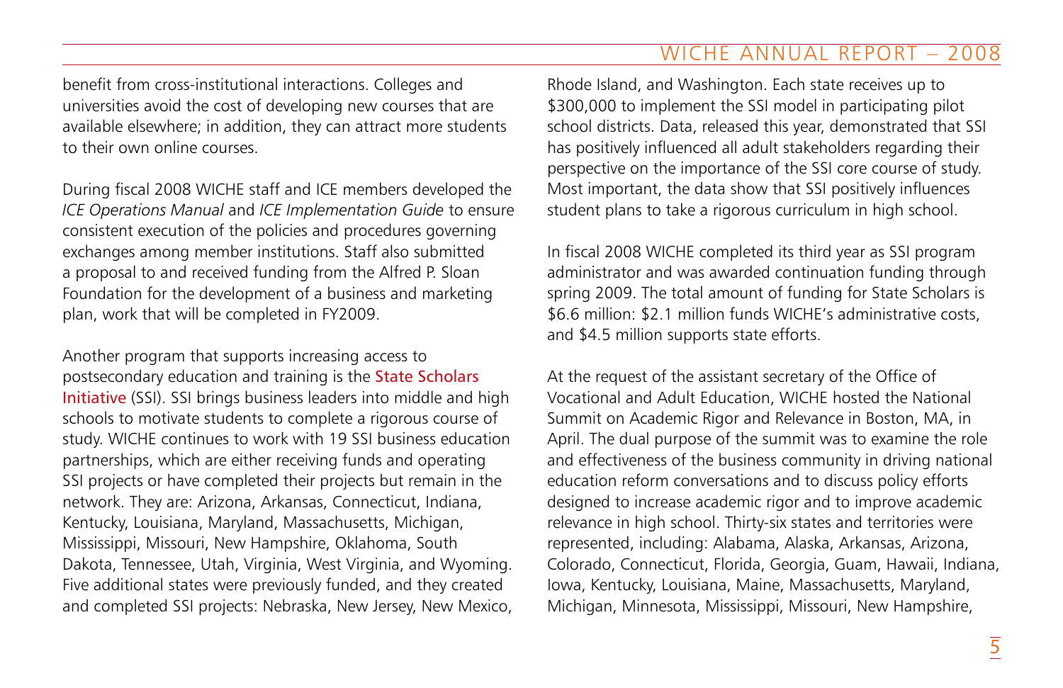benefit from cross-institutional interactions. Colleges and universities avoid the cost of developing new courses that are available elsewhere; in addition, they can attract more students to their own online courses.

During fiscal 2008 WICHE staff and ICE members developed the *ICE Operations Manual* and *ICE Implementation Guide* to ensure consistent execution of the policies and procedures governing exchanges among member institutions. Staff also submitted a proposal to and received funding from the Alfred P. Sloan Foundation for the development of a business and marketing plan, work that will be completed in FY2009.

Another program that supports increasing access to postsecondary education and training is the State Scholars Initiative (SSI). SSI brings business leaders into middle and high schools to motivate students to complete a rigorous course of study. WICHE continues to work with 19 SSI business education partnerships, which are either receiving funds and operating SSI projects or have completed their projects but remain in the network. They are: Arizona, Arkansas, Connecticut, Indiana, Kentucky, Louisiana, Maryland, Massachusetts, Michigan, Mississippi, Missouri, New Hampshire, Oklahoma, South Dakota, Tennessee, Utah, Virginia, West Virginia, and Wyoming. Five additional states were previously funded, and they created and completed SSI projects: Nebraska, New Jersey, New Mexico, Rhode Island, and Washington. Each state receives up to $300,000 to implement the SSI model in participating pilot school districts. Data, released this year, demonstrated that SSI has positively influenced all adult stakeholders regarding their perspective on the importance of the SSI core course of study. Most important, the data show that SSI positively influences student plans to take a rigorous curriculum in high school.

In fiscal 2008 WICHE completed its third year as SSI program administrator and was awarded continuation funding through spring 2009. The total amount of funding for State Scholars is $6.6 million: $2.1 million funds WICHE's administrative costs, and $4.5 million supports state efforts.

At the request of the assistant secretary of the Office of Vocational and Adult Education, WICHE hosted the National Summit on Academic Rigor and Relevance in Boston, MA, in April. The dual purpose of the summit was to examine the role and effectiveness of the business community in driving national education reform conversations and to discuss policy efforts designed to increase academic rigor and to improve academic relevance in high school. Thirty-six states and territories were represented, including: Alabama, Alaska, Arkansas, Arizona, Colorado, Connecticut, Florida, Georgia, Guam, Hawaii, Indiana, Iowa, Kentucky, Louisiana, Maine, Massachusetts, Maryland, Michigan, Minnesota, Mississippi, Missouri, New Hampshire,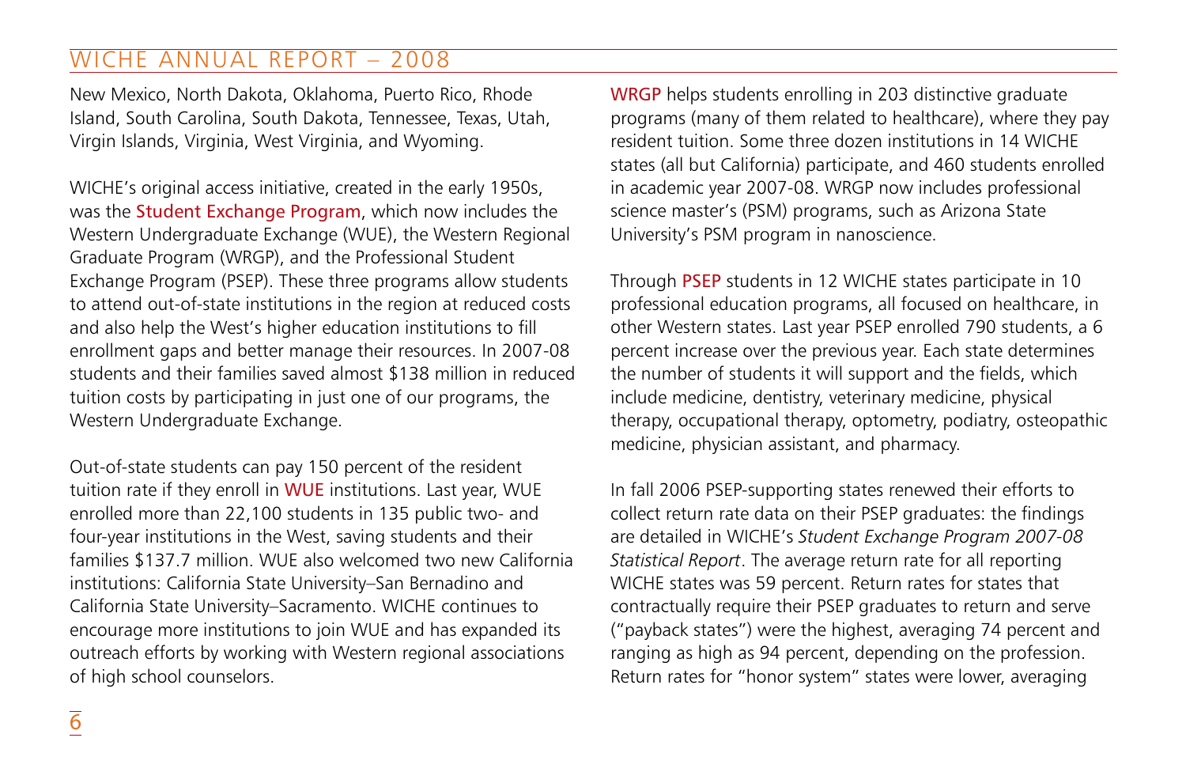New Mexico, North Dakota, Oklahoma, Puerto Rico, Rhode Island, South Carolina, South Dakota, Tennessee, Texas, Utah, Virgin Islands, Virginia, West Virginia, and Wyoming.

WICHE's original access initiative, created in the early 1950s, was the Student Exchange Program, which now includes the Western Undergraduate Exchange (WUE), the Western Regional Graduate Program (WRGP), and the Professional Student Exchange Program (PSEP). These three programs allow students to attend out-of-state institutions in the region at reduced costs and also help the West's higher education institutions to fill enrollment gaps and better manage their resources. In 2007-08 students and their families saved almost $138 million in reduced tuition costs by participating in just one of our programs, the Western Undergraduate Exchange.

Out-of-state students can pay 150 percent of the resident tuition rate if they enroll in WUE institutions. Last year, WUE enrolled more than 22,100 students in 135 public two- and four-year institutions in the West, saving students and their families $137.7 million. WUE also welcomed two new California institutions: California State University–San Bernadino and California State University–Sacramento. WICHE continues to encourage more institutions to join WUE and has expanded its outreach efforts by working with Western regional associations of high school counselors.

WRGP helps students enrolling in 203 distinctive graduate programs (many of them related to healthcare), where they pay resident tuition. Some three dozen institutions in 14 WICHE states (all but California) participate, and 460 students enrolled in academic year 2007-08. WRGP now includes professional science master's (PSM) programs, such as Arizona State University's PSM program in nanoscience.

Through PSEP students in 12 WICHE states participate in 10 professional education programs, all focused on healthcare, in other Western states. Last year PSEP enrolled 790 students, a 6 percent increase over the previous year. Each state determines the number of students it will support and the fields, which include medicine, dentistry, veterinary medicine, physical therapy, occupational therapy, optometry, podiatry, osteopathic medicine, physician assistant, and pharmacy.

In fall 2006 PSEP-supporting states renewed their efforts to collect return rate data on their PSEP graduates: the findings are detailed in WICHE's *Student Exchange Program 2007-08 Statistical Report*. The average return rate for all reporting WICHE states was 59 percent. Return rates for states that contractually require their PSEP graduates to return and serve ("payback states") were the highest, averaging 74 percent and ranging as high as 94 percent, depending on the profession. Return rates for "honor system" states were lower, averaging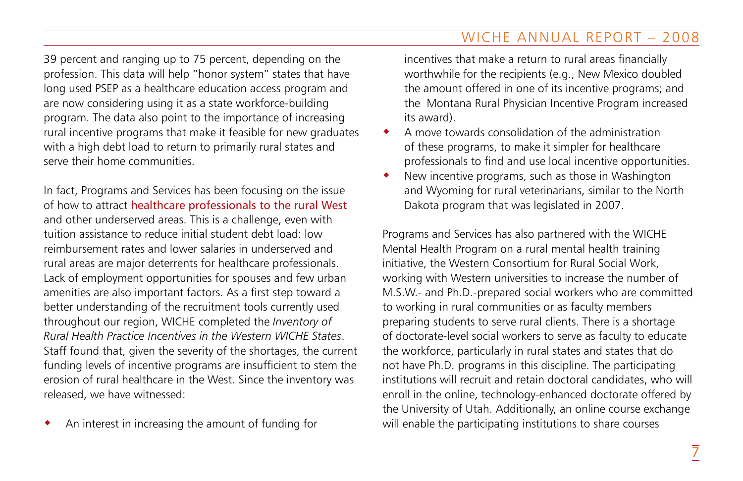39 percent and ranging up to 75 percent, depending on the profession. This data will help "honor system" states that have long used PSEP as a healthcare education access program and are now considering using it as a state workforce-building program. The data also point to the importance of increasing rural incentive programs that make it feasible for new graduates with a high debt load to return to primarily rural states and serve their home communities.

In fact, Programs and Services has been focusing on the issue of how to attract healthcare professionals to the rural West and other underserved areas. This is a challenge, even with tuition assistance to reduce initial student debt load: low reimbursement rates and lower salaries in underserved and rural areas are major deterrents for healthcare professionals. Lack of employment opportunities for spouses and few urban amenities are also important factors. As a first step toward a better understanding of the recruitment tools currently used throughout our region, WICHE completed the *Inventory of Rural Health Practice Incentives in the Western WICHE States*. Staff found that, given the severity of the shortages, the current funding levels of incentive programs are insufficient to stem the erosion of rural healthcare in the West. Since the inventory was released, we have witnessed:

- An interest in increasing the amount of funding for incentives that make a return to rural areas financially worthwhile for the recipients (e.g., New Mexico doubled the amount offered in one of its incentive programs; and the Montana Rural Physician Incentive Program increased its award).
- A move towards consolidation of the administration of these programs, to make it simpler for healthcare professionals to find and use local incentive opportunities.
- New incentive programs, such as those in Washington and Wyoming for rural veterinarians, similar to the North Dakota program that was legislated in 2007.

Programs and Services has also partnered with the WICHE Mental Health Program on a rural mental health training initiative, the Western Consortium for Rural Social Work, working with Western universities to increase the number of M.S.W.- and Ph.D.-prepared social workers who are committed to working in rural communities or as faculty members preparing students to serve rural clients. There is a shortage of doctorate-level social workers to serve as faculty to educate the workforce, particularly in rural states and states that do not have Ph.D. programs in this discipline. The participating institutions will recruit and retain doctoral candidates, who will enroll in the online, technology-enhanced doctorate offered by the University of Utah. Additionally, an online course exchange will enable the participating institutions to share courses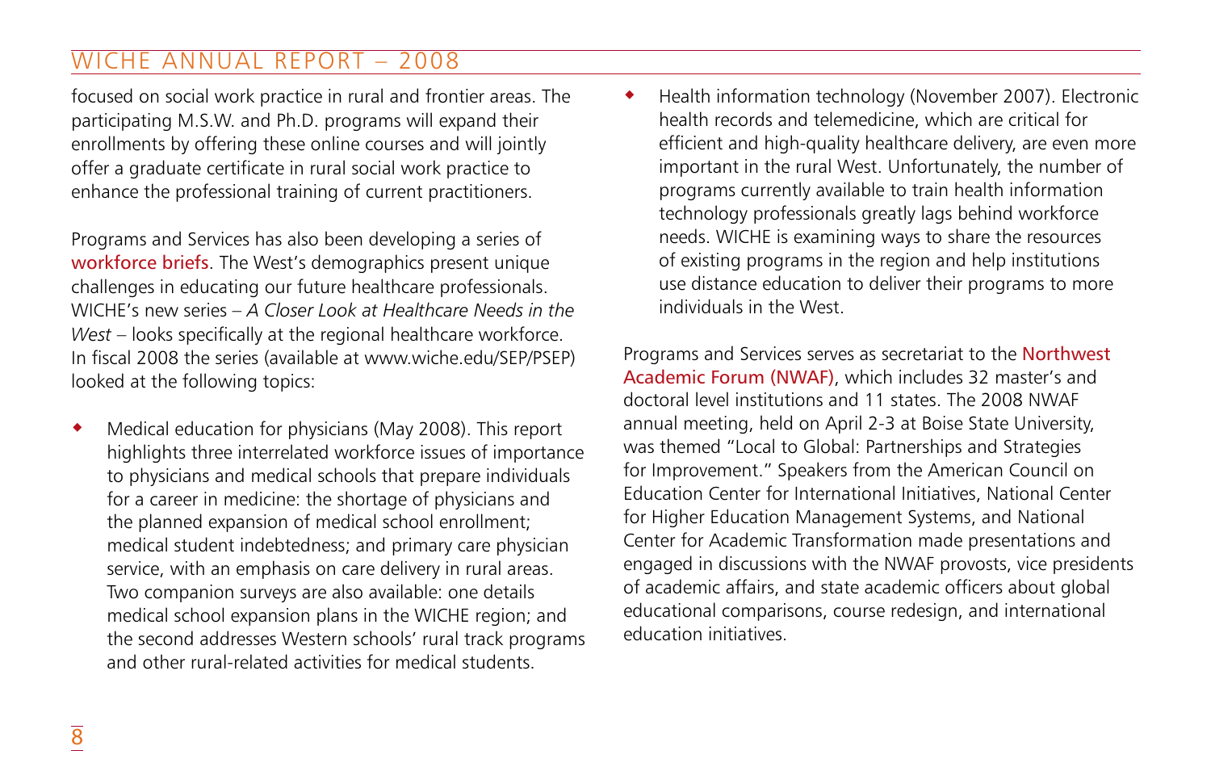focused on social work practice in rural and frontier areas. The participating M.S.W. and Ph.D. programs will expand their enrollments by offering these online courses and will jointly offer a graduate certificate in rural social work practice to enhance the professional training of current practitioners.

Programs and Services has also been developing a series of workforce briefs. The West's demographics present unique challenges in educating our future healthcare professionals. WICHE's new series – *A Closer Look at Healthcare Needs in the West* – looks specifically at the regional healthcare workforce. In fiscal 2008 the series (available at www.wiche.edu/SEP/PSEP) looked at the following topics:

- Medical education for physicians (May 2008). This report highlights three interrelated workforce issues of importance to physicians and medical schools that prepare individuals for a career in medicine: the shortage of physicians and the planned expansion of medical school enrollment; medical student indebtedness; and primary care physician service, with an emphasis on care delivery in rural areas. Two companion surveys are also available: one details medical school expansion plans in the WICHE region; and the second addresses Western schools' rural track programs and other rural-related activities for medical students.
- Health information technology (November 2007). Electronic health records and telemedicine, which are critical for efficient and high-quality healthcare delivery, are even more important in the rural West. Unfortunately, the number of programs currently available to train health information technology professionals greatly lags behind workforce needs. WICHE is examining ways to share the resources of existing programs in the region and help institutions use distance education to deliver their programs to more individuals in the West.

Programs and Services serves as secretariat to the Northwest Academic Forum (NWAF), which includes 32 master's and doctoral level institutions and 11 states. The 2008 NWAF annual meeting, held on April 2-3 at Boise State University, was themed "Local to Global: Partnerships and Strategies for Improvement." Speakers from the American Council on Education Center for International Initiatives, National Center for Higher Education Management Systems, and National Center for Academic Transformation made presentations and engaged in discussions with the NWAF provosts, vice presidents of academic affairs, and state academic officers about global educational comparisons, course redesign, and international education initiatives.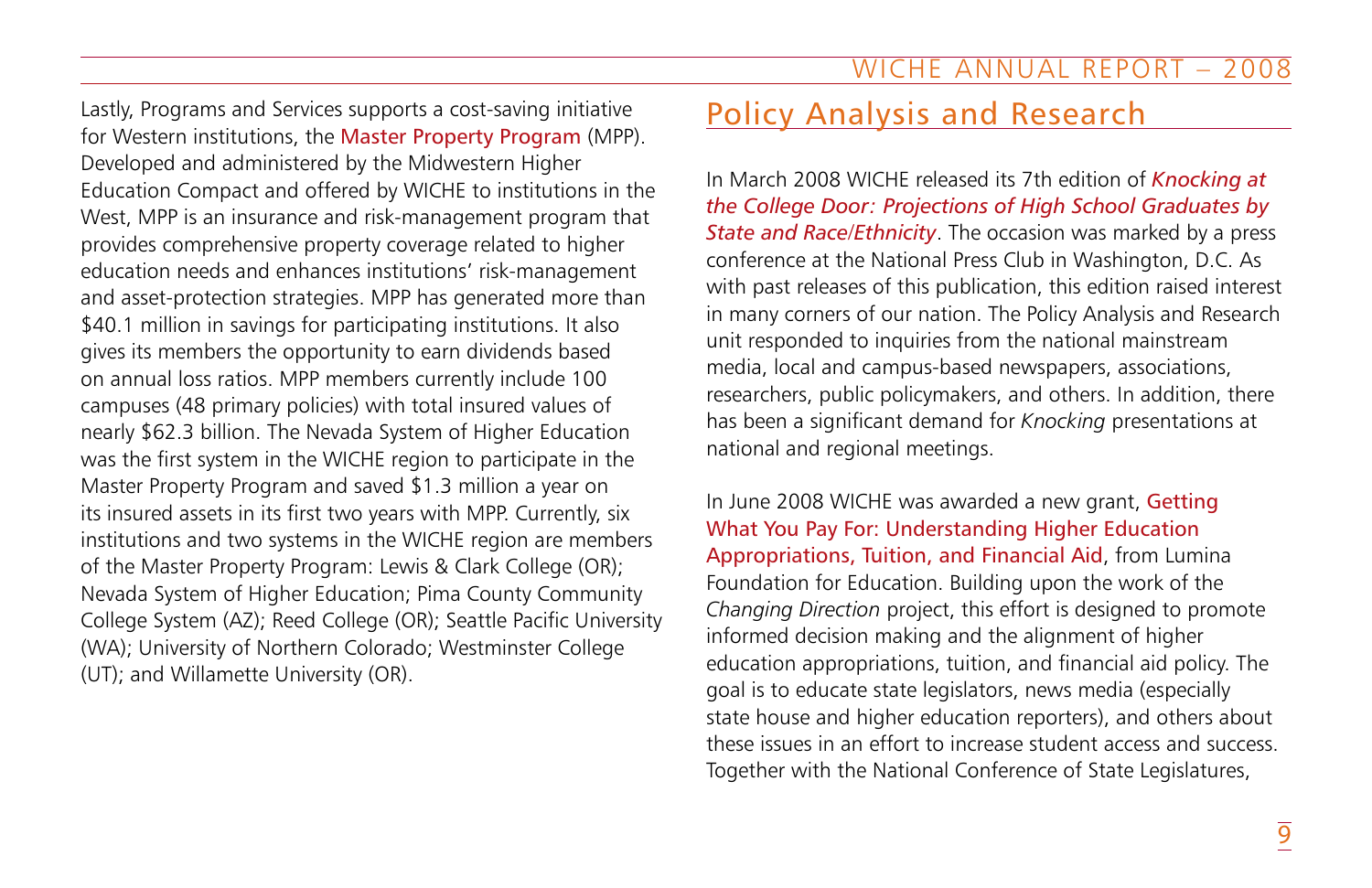Lastly, Programs and Services supports a cost-saving initiative for Western institutions, the Master Property Program (MPP). Developed and administered by the Midwestern Higher Education Compact and offered by WICHE to institutions in the West, MPP is an insurance and risk-management program that provides comprehensive property coverage related to higher education needs and enhances institutions' risk-management and asset-protection strategies. MPP has generated more than $40.1 million in savings for participating institutions. It also gives its members the opportunity to earn dividends based on annual loss ratios. MPP members currently include 100 campuses (48 primary policies) with total insured values of nearly $62.3 billion. The Nevada System of Higher Education was the first system in the WICHE region to participate in the Master Property Program and saved $1.3 million a year on its insured assets in its first two years with MPP. Currently, six institutions and two systems in the WICHE region are members of the Master Property Program: Lewis & Clark College (OR); Nevada System of Higher Education; Pima County Community College System (AZ); Reed College (OR); Seattle Pacific University (WA); University of Northern Colorado; Westminster College (UT); and Willamette University (OR).

## Policy Analysis and Research

In March 2008 WICHE released its 7th edition of *Knocking at the College Door: Projections of High School Graduates by State and Race/Ethnicity*. The occasion was marked by a press conference at the National Press Club in Washington, D.C. As with past releases of this publication, this edition raised interest in many corners of our nation. The Policy Analysis and Research unit responded to inquiries from the national mainstream media, local and campus-based newspapers, associations, researchers, public policymakers, and others. In addition, there has been a significant demand for *Knocking* presentations at national and regional meetings.

In June 2008 WICHE was awarded a new grant, Getting What You Pay For: Understanding Higher Education Appropriations, Tuition, and Financial Aid, from Lumina Foundation for Education. Building upon the work of the *Changing Direction* project, this effort is designed to promote informed decision making and the alignment of higher education appropriations, tuition, and financial aid policy. The goal is to educate state legislators, news media (especially state house and higher education reporters), and others about these issues in an effort to increase student access and success. Together with the National Conference of State Legislatures,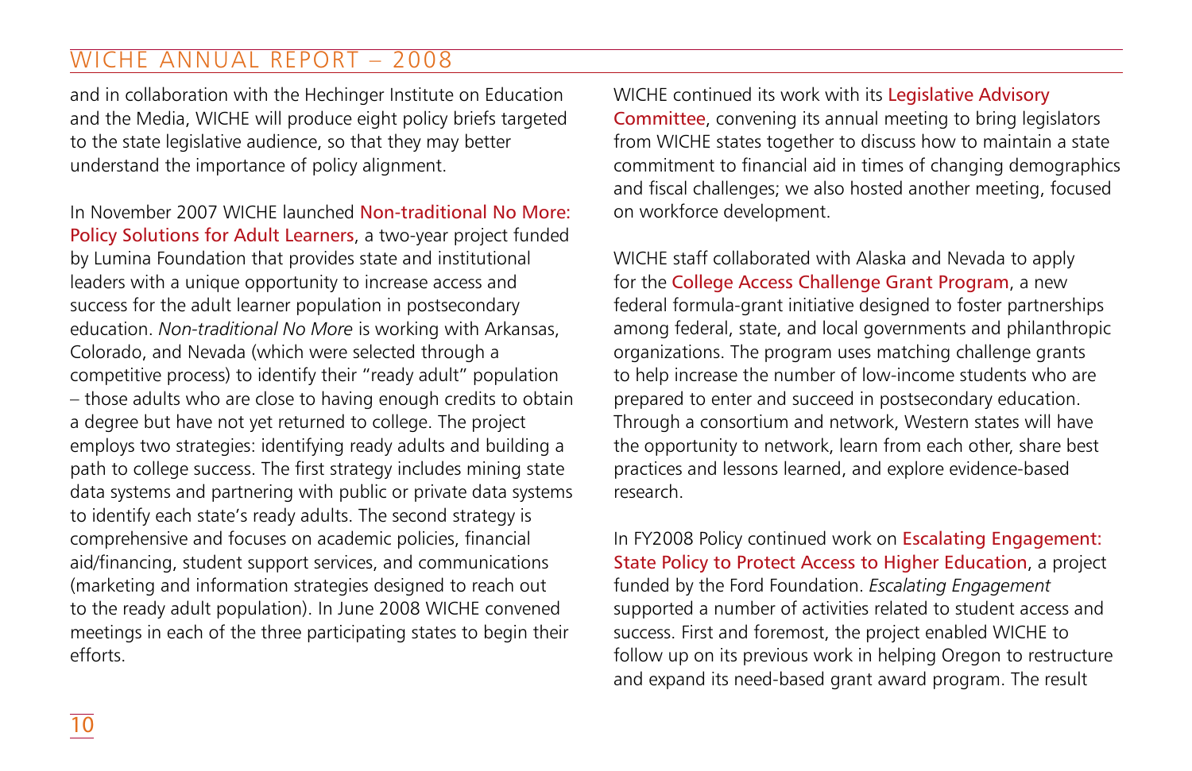and in collaboration with the Hechinger Institute on Education and the Media, WICHE will produce eight policy briefs targeted to the state legislative audience, so that they may better understand the importance of policy alignment.

In November 2007 WICHE launched Non-traditional No More: Policy Solutions for Adult Learners, a two-year project funded by Lumina Foundation that provides state and institutional leaders with a unique opportunity to increase access and success for the adult learner population in postsecondary education. *Non-traditional No More* is working with Arkansas, Colorado, and Nevada (which were selected through a competitive process) to identify their "ready adult" population – those adults who are close to having enough credits to obtain a degree but have not yet returned to college. The project employs two strategies: identifying ready adults and building a path to college success. The first strategy includes mining state data systems and partnering with public or private data systems to identify each state's ready adults. The second strategy is comprehensive and focuses on academic policies, financial aid/financing, student support services, and communications (marketing and information strategies designed to reach out to the ready adult population). In June 2008 WICHE convened meetings in each of the three participating states to begin their efforts.

WICHE continued its work with its Legislative Advisory Committee, convening its annual meeting to bring legislators from WICHE states together to discuss how to maintain a state commitment to financial aid in times of changing demographics and fiscal challenges; we also hosted another meeting, focused on workforce development.

WICHE staff collaborated with Alaska and Nevada to apply for the College Access Challenge Grant Program, a new federal formula-grant initiative designed to foster partnerships among federal, state, and local governments and philanthropic organizations. The program uses matching challenge grants to help increase the number of low-income students who are prepared to enter and succeed in postsecondary education. Through a consortium and network, Western states will have the opportunity to network, learn from each other, share best practices and lessons learned, and explore evidence-based research.

In FY2008 Policy continued work on Escalating Engagement: State Policy to Protect Access to Higher Education, a project funded by the Ford Foundation. *Escalating Engagement* supported a number of activities related to student access and success. First and foremost, the project enabled WICHE to follow up on its previous work in helping Oregon to restructure and expand its need-based grant award program. The result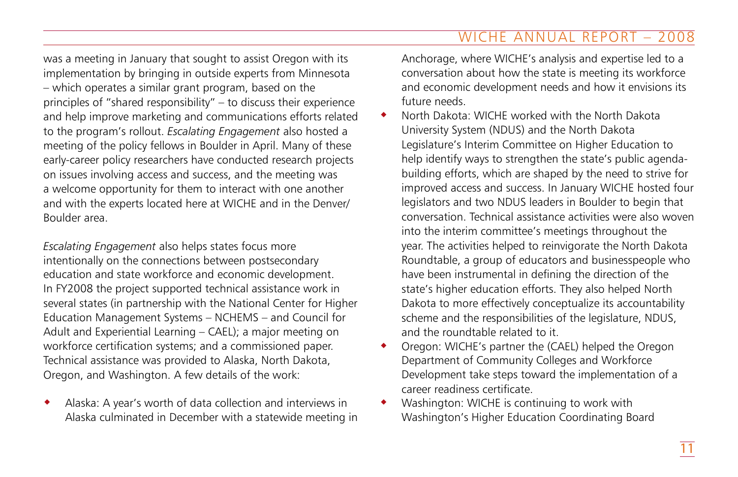was a meeting in January that sought to assist Oregon with its implementation by bringing in outside experts from Minnesota – which operates a similar grant program, based on the principles of "shared responsibility" – to discuss their experience and help improve marketing and communications efforts related to the program's rollout. *Escalating Engagement* also hosted a meeting of the policy fellows in Boulder in April. Many of these early-career policy researchers have conducted research projects on issues involving access and success, and the meeting was a welcome opportunity for them to interact with one another and with the experts located here at WICHE and in the Denver/Boulder area.

*Escalating Engagement* also helps states focus more intentionally on the connections between postsecondary education and state workforce and economic development. In FY2008 the project supported technical assistance work in several states (in partnership with the National Center for Higher Education Management Systems – NCHEMS – and Council for Adult and Experiential Learning – CAEL); a major meeting on workforce certification systems; and a commissioned paper. Technical assistance was provided to Alaska, North Dakota, Oregon, and Washington. A few details of the work:

- Alaska: A year's worth of data collection and interviews in Alaska culminated in December with a statewide meeting in Anchorage, where WICHE's analysis and expertise led to a conversation about how the state is meeting its workforce and economic development needs and how it envisions its future needs.
- North Dakota: WICHE worked with the North Dakota University System (NDUS) and the North Dakota Legislature's Interim Committee on Higher Education to help identify ways to strengthen the state's public agenda-building efforts, which are shaped by the need to strive for improved access and success. In January WICHE hosted four legislators and two NDUS leaders in Boulder to begin that conversation. Technical assistance activities were also woven into the interim committee's meetings throughout the year. The activities helped to reinvigorate the North Dakota Roundtable, a group of educators and businesspeople who have been instrumental in defining the direction of the state's higher education efforts. They also helped North Dakota to more effectively conceptualize its accountability scheme and the responsibilities of the legislature, NDUS, and the roundtable related to it.
- Oregon: WICHE's partner the (CAEL) helped the Oregon Department of Community Colleges and Workforce Development take steps toward the implementation of a career readiness certificate.
- Washington: WICHE is continuing to work with Washington's Higher Education Coordinating Board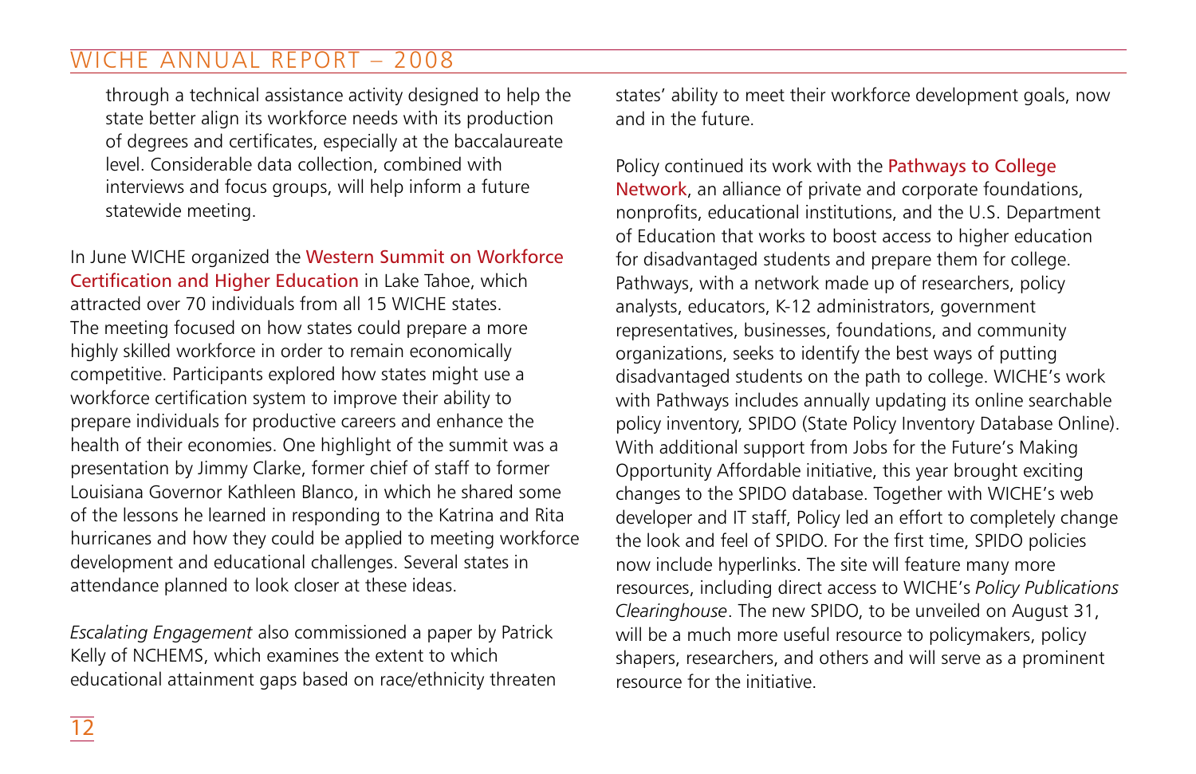through a technical assistance activity designed to help the state better align its workforce needs with its production of degrees and certificates, especially at the baccalaureate level. Considerable data collection, combined with interviews and focus groups, will help inform a future statewide meeting.

In June WICHE organized the Western Summit on Workforce Certification and Higher Education in Lake Tahoe, which attracted over 70 individuals from all 15 WICHE states. The meeting focused on how states could prepare a more highly skilled workforce in order to remain economically competitive. Participants explored how states might use a workforce certification system to improve their ability to prepare individuals for productive careers and enhance the health of their economies. One highlight of the summit was a presentation by Jimmy Clarke, former chief of staff to former Louisiana Governor Kathleen Blanco, in which he shared some of the lessons he learned in responding to the Katrina and Rita hurricanes and how they could be applied to meeting workforce development and educational challenges. Several states in attendance planned to look closer at these ideas.

*Escalating Engagement* also commissioned a paper by Patrick Kelly of NCHEMS, which examines the extent to which educational attainment gaps based on race/ethnicity threaten states' ability to meet their workforce development goals, now and in the future.

Policy continued its work with the Pathways to College Network, an alliance of private and corporate foundations, nonprofits, educational institutions, and the U.S. Department of Education that works to boost access to higher education for disadvantaged students and prepare them for college. Pathways, with a network made up of researchers, policy analysts, educators, K-12 administrators, government representatives, businesses, foundations, and community organizations, seeks to identify the best ways of putting disadvantaged students on the path to college. WICHE's work with Pathways includes annually updating its online searchable policy inventory, SPIDO (State Policy Inventory Database Online). With additional support from Jobs for the Future's Making Opportunity Affordable initiative, this year brought exciting changes to the SPIDO database. Together with WICHE's web developer and IT staff, Policy led an effort to completely change the look and feel of SPIDO. For the first time, SPIDO policies now include hyperlinks. The site will feature many more resources, including direct access to WICHE's *Policy Publications Clearinghouse*. The new SPIDO, to be unveiled on August 31, will be a much more useful resource to policymakers, policy shapers, researchers, and others and will serve as a prominent resource for the initiative.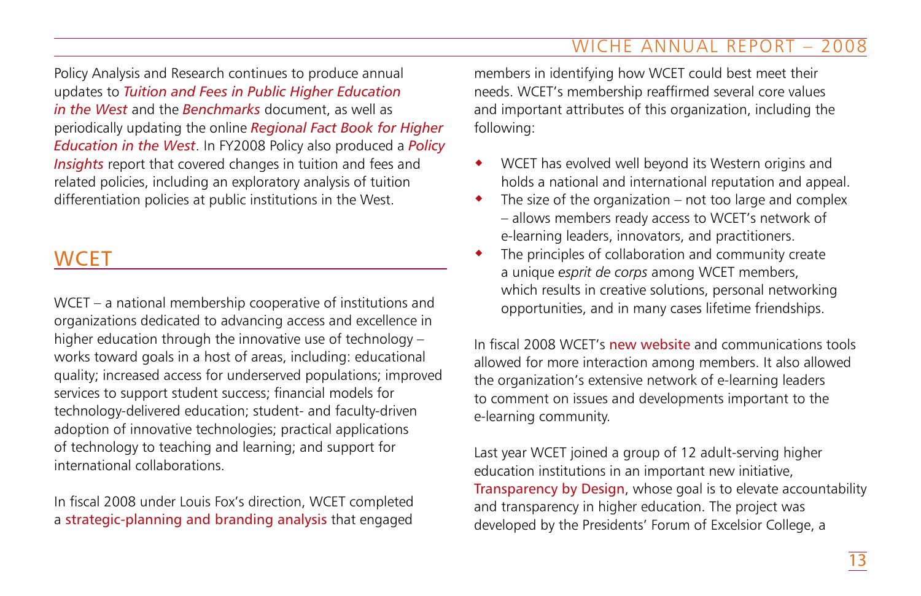Policy Analysis and Research continues to produce annual updates to ***Tuition and Fees in Public Higher Education in the West*** and the ***Benchmarks*** document, as well as periodically updating the online ***Regional Fact Book for Higher Education in the West***. In FY2008 Policy also produced a ***Policy Insights*** report that covered changes in tuition and fees and related policies, including an exploratory analysis of tuition differentiation policies at public institutions in the West.

## WCET

WCET – a national membership cooperative of institutions and organizations dedicated to advancing access and excellence in higher education through the innovative use of technology – works toward goals in a host of areas, including: educational quality; increased access for underserved populations; improved services to support student success; financial models for technology-delivered education; student- and faculty-driven adoption of innovative technologies; practical applications of technology to teaching and learning; and support for international collaborations.

In fiscal 2008 under Louis Fox's direction, WCET completed a strategic-planning and branding analysis that engaged members in identifying how WCET could best meet their needs. WCET's membership reaffirmed several core values and important attributes of this organization, including the following:

- WCET has evolved well beyond its Western origins and holds a national and international reputation and appeal.
- The size of the organization – not too large and complex – allows members ready access to WCET's network of e-learning leaders, innovators, and practitioners.
- The principles of collaboration and community create a unique *esprit de corps* among WCET members, which results in creative solutions, personal networking opportunities, and in many cases lifetime friendships.

In fiscal 2008 WCET's new website and communications tools allowed for more interaction among members. It also allowed the organization's extensive network of e-learning leaders to comment on issues and developments important to the e-learning community.

Last year WCET joined a group of 12 adult-serving higher education institutions in an important new initiative, Transparency by Design, whose goal is to elevate accountability and transparency in higher education. The project was developed by the Presidents' Forum of Excelsior College, a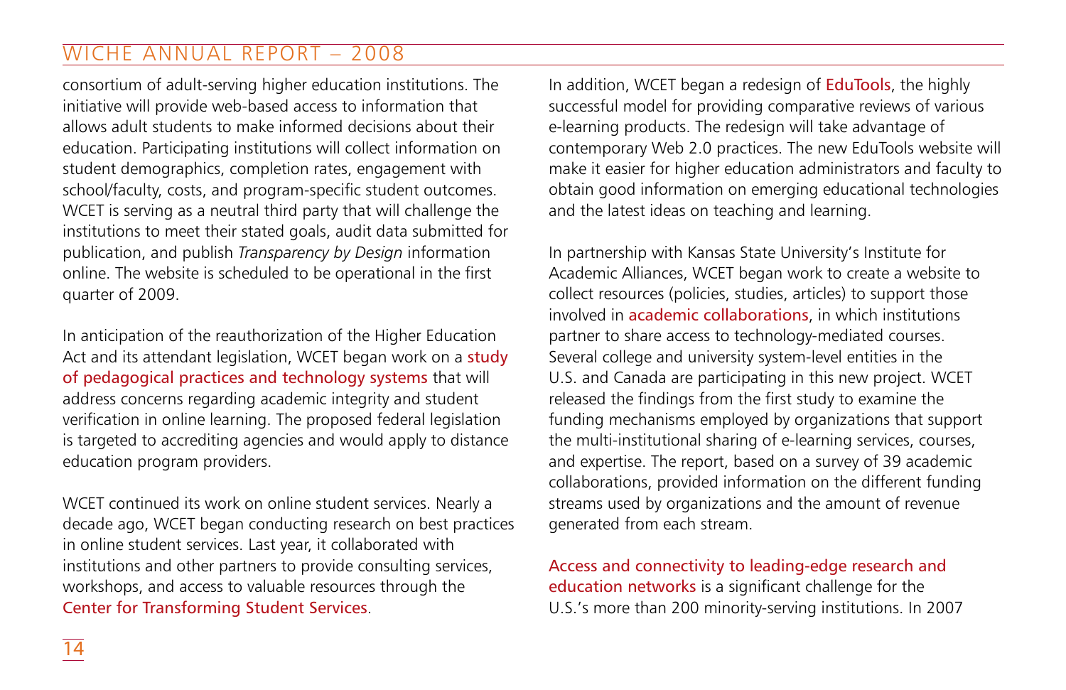consortium of adult-serving higher education institutions. The initiative will provide web-based access to information that allows adult students to make informed decisions about their education. Participating institutions will collect information on student demographics, completion rates, engagement with school/faculty, costs, and program-specific student outcomes. WCET is serving as a neutral third party that will challenge the institutions to meet their stated goals, audit data submitted for publication, and publish *Transparency by Design* information online. The website is scheduled to be operational in the first quarter of 2009.

In anticipation of the reauthorization of the Higher Education Act and its attendant legislation, WCET began work on a study of pedagogical practices and technology systems that will address concerns regarding academic integrity and student verification in online learning. The proposed federal legislation is targeted to accrediting agencies and would apply to distance education program providers.

WCET continued its work on online student services. Nearly a decade ago, WCET began conducting research on best practices in online student services. Last year, it collaborated with institutions and other partners to provide consulting services, workshops, and access to valuable resources through the Center for Transforming Student Services.

In addition, WCET began a redesign of EduTools, the highly successful model for providing comparative reviews of various e-learning products. The redesign will take advantage of contemporary Web 2.0 practices. The new EduTools website will make it easier for higher education administrators and faculty to obtain good information on emerging educational technologies and the latest ideas on teaching and learning.

In partnership with Kansas State University's Institute for Academic Alliances, WCET began work to create a website to collect resources (policies, studies, articles) to support those involved in academic collaborations, in which institutions partner to share access to technology-mediated courses. Several college and university system-level entities in the U.S. and Canada are participating in this new project. WCET released the findings from the first study to examine the funding mechanisms employed by organizations that support the multi-institutional sharing of e-learning services, courses, and expertise. The report, based on a survey of 39 academic collaborations, provided information on the different funding streams used by organizations and the amount of revenue generated from each stream.

Access and connectivity to leading-edge research and education networks is a significant challenge for the U.S.'s more than 200 minority-serving institutions. In 2007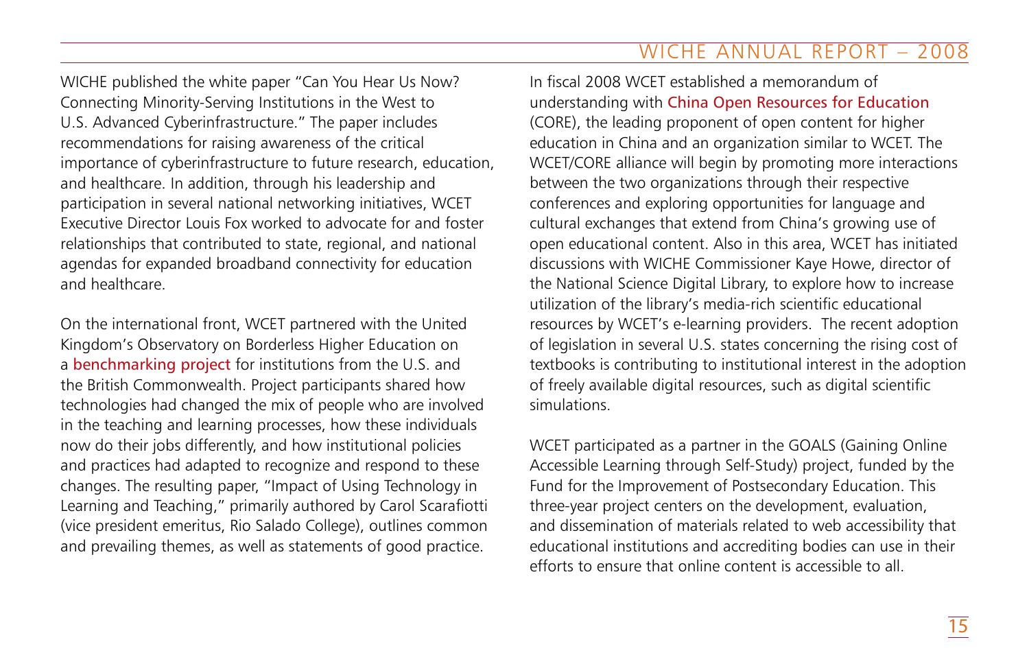WICHE published the white paper "Can You Hear Us Now? Connecting Minority-Serving Institutions in the West to U.S. Advanced Cyberinfrastructure." The paper includes recommendations for raising awareness of the critical importance of cyberinfrastructure to future research, education, and healthcare. In addition, through his leadership and participation in several national networking initiatives, WCET Executive Director Louis Fox worked to advocate for and foster relationships that contributed to state, regional, and national agendas for expanded broadband connectivity for education and healthcare.

On the international front, WCET partnered with the United Kingdom's Observatory on Borderless Higher Education on a benchmarking project for institutions from the U.S. and the British Commonwealth. Project participants shared how technologies had changed the mix of people who are involved in the teaching and learning processes, how these individuals now do their jobs differently, and how institutional policies and practices had adapted to recognize and respond to these changes. The resulting paper, "Impact of Using Technology in Learning and Teaching," primarily authored by Carol Scarafiotti (vice president emeritus, Rio Salado College), outlines common and prevailing themes, as well as statements of good practice.

In fiscal 2008 WCET established a memorandum of understanding with China Open Resources for Education (CORE), the leading proponent of open content for higher education in China and an organization similar to WCET. The WCET/CORE alliance will begin by promoting more interactions between the two organizations through their respective conferences and exploring opportunities for language and cultural exchanges that extend from China's growing use of open educational content. Also in this area, WCET has initiated discussions with WICHE Commissioner Kaye Howe, director of the National Science Digital Library, to explore how to increase utilization of the library's media-rich scientific educational resources by WCET's e-learning providers. The recent adoption of legislation in several U.S. states concerning the rising cost of textbooks is contributing to institutional interest in the adoption of freely available digital resources, such as digital scientific simulations.

WCET participated as a partner in the GOALS (Gaining Online Accessible Learning through Self-Study) project, funded by the Fund for the Improvement of Postsecondary Education. This three-year project centers on the development, evaluation, and dissemination of materials related to web accessibility that educational institutions and accrediting bodies can use in their efforts to ensure that online content is accessible to all.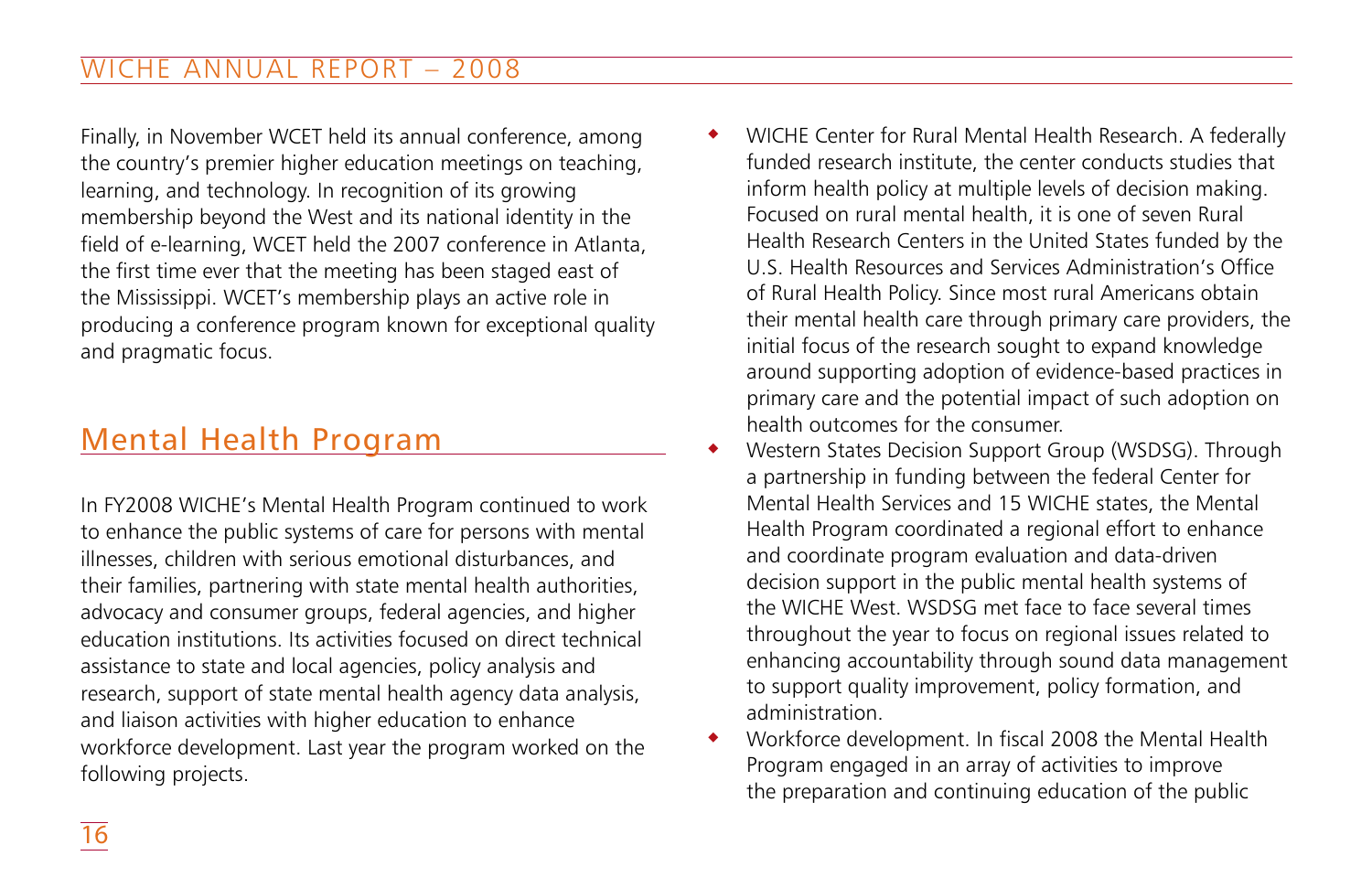Finally, in November WCET held its annual conference, among the country's premier higher education meetings on teaching, learning, and technology. In recognition of its growing membership beyond the West and its national identity in the field of e-learning, WCET held the 2007 conference in Atlanta, the first time ever that the meeting has been staged east of the Mississippi. WCET's membership plays an active role in producing a conference program known for exceptional quality and pragmatic focus.

## Mental Health Program

In FY2008 WICHE's Mental Health Program continued to work to enhance the public systems of care for persons with mental illnesses, children with serious emotional disturbances, and their families, partnering with state mental health authorities, advocacy and consumer groups, federal agencies, and higher education institutions. Its activities focused on direct technical assistance to state and local agencies, policy analysis and research, support of state mental health agency data analysis, and liaison activities with higher education to enhance workforce development. Last year the program worked on the following projects.

- WICHE Center for Rural Mental Health Research. A federally funded research institute, the center conducts studies that inform health policy at multiple levels of decision making. Focused on rural mental health, it is one of seven Rural Health Research Centers in the United States funded by the U.S. Health Resources and Services Administration's Office of Rural Health Policy. Since most rural Americans obtain their mental health care through primary care providers, the initial focus of the research sought to expand knowledge around supporting adoption of evidence-based practices in primary care and the potential impact of such adoption on health outcomes for the consumer.
- Western States Decision Support Group (WSDSG). Through a partnership in funding between the federal Center for Mental Health Services and 15 WICHE states, the Mental Health Program coordinated a regional effort to enhance and coordinate program evaluation and data-driven decision support in the public mental health systems of the WICHE West. WSDSG met face to face several times throughout the year to focus on regional issues related to enhancing accountability through sound data management to support quality improvement, policy formation, and administration.
- Workforce development. In fiscal 2008 the Mental Health Program engaged in an array of activities to improve the preparation and continuing education of the public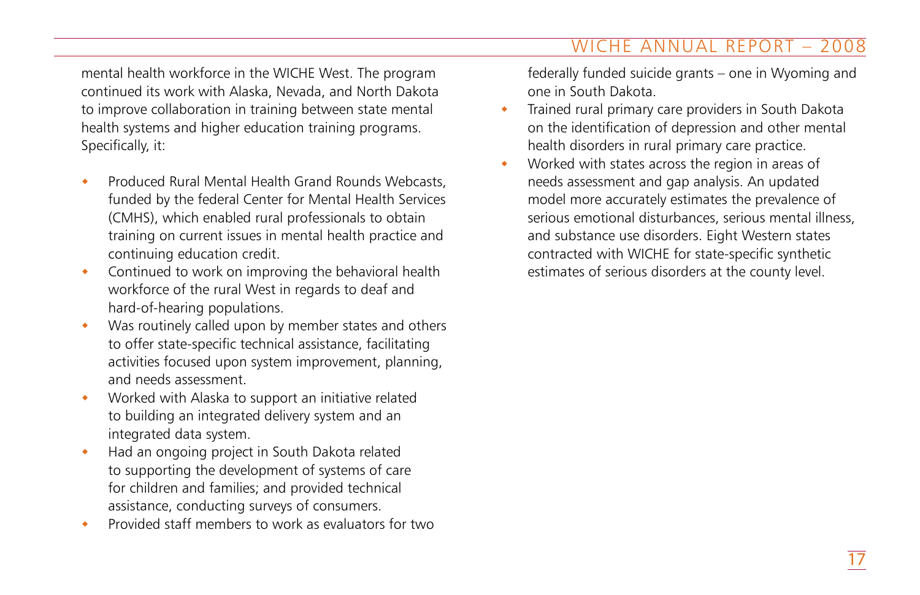mental health workforce in the WICHE West. The program continued its work with Alaska, Nevada, and North Dakota to improve collaboration in training between state mental health systems and higher education training programs. Specifically, it:

- Produced Rural Mental Health Grand Rounds Webcasts, funded by the federal Center for Mental Health Services (CMHS), which enabled rural professionals to obtain training on current issues in mental health practice and continuing education credit.
- Continued to work on improving the behavioral health workforce of the rural West in regards to deaf and hard-of-hearing populations.
- Was routinely called upon by member states and others to offer state-specific technical assistance, facilitating activities focused upon system improvement, planning, and needs assessment.
- Worked with Alaska to support an initiative related to building an integrated delivery system and an integrated data system.
- Had an ongoing project in South Dakota related to supporting the development of systems of care for children and families; and provided technical assistance, conducting surveys of consumers.
- Provided staff members to work as evaluators for two federally funded suicide grants – one in Wyoming and one in South Dakota.
- Trained rural primary care providers in South Dakota on the identification of depression and other mental health disorders in rural primary care practice.
- Worked with states across the region in areas of needs assessment and gap analysis. An updated model more accurately estimates the prevalence of serious emotional disturbances, serious mental illness, and substance use disorders. Eight Western states contracted with WICHE for state-specific synthetic estimates of serious disorders at the county level.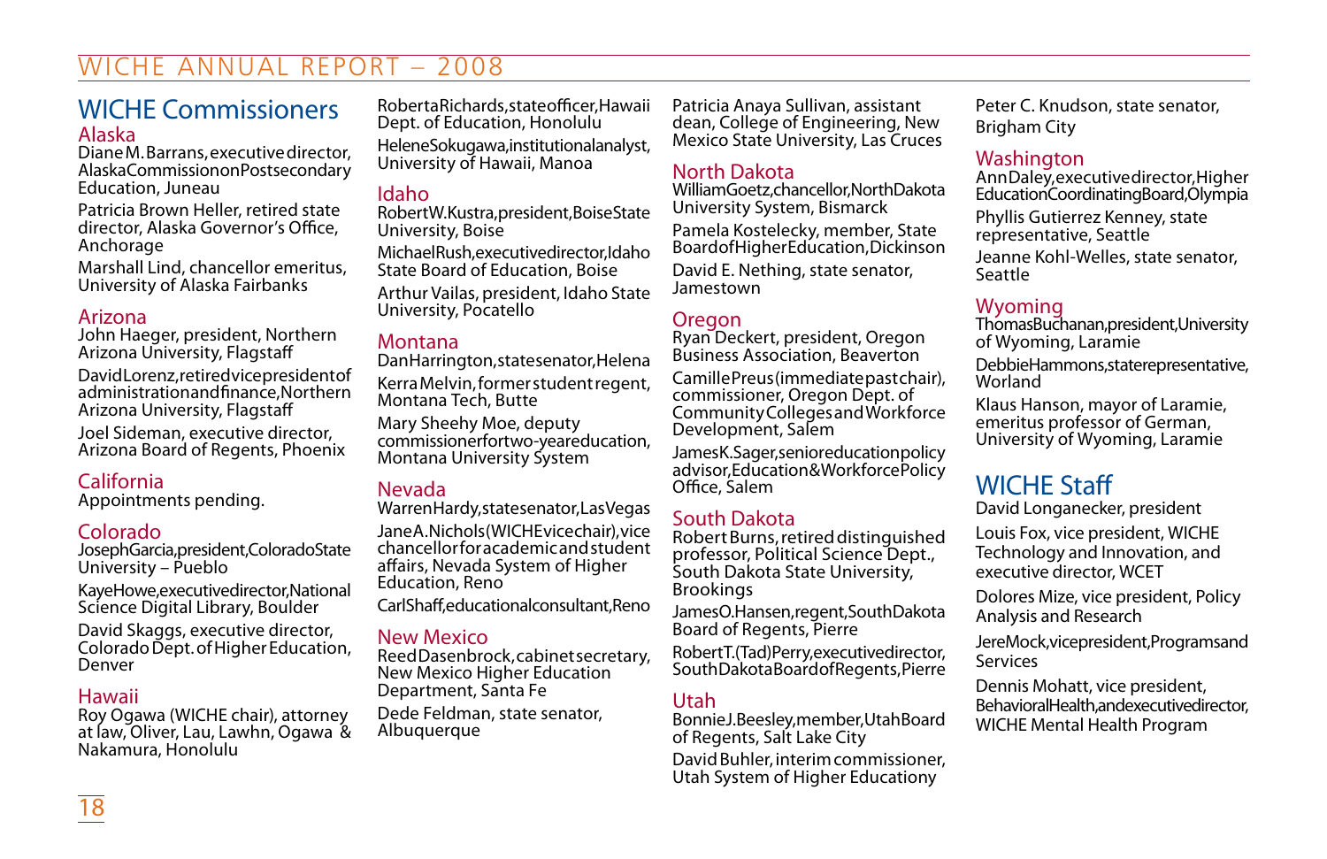# WICHE Commissioners

## Alaska

Diane M. Barrans, executive director, Alaska Commission on Postsecondary Education, Juneau

Patricia Brown Heller, retired state director, Alaska Governor's Office, Anchorage

Marshall Lind, chancellor emeritus, University of Alaska Fairbanks

## Arizona

John Haeger, president, Northern Arizona University, Flagstaff

David Lorenz, retired vice president of administration and finance, Northern Arizona University, Flagstaff

Joel Sideman, executive director, Arizona Board of Regents, Phoenix

## California

Appointments pending.

## Colorado

Joseph Garcia, president, Colorado State University – Pueblo

Kaye Howe, executive director, National Science Digital Library, Boulder

David Skaggs, executive director, Colorado Dept. of Higher Education, Denver

## Hawaii

Roy Ogawa (WICHE chair), attorney at law, Oliver, Lau, Lawhn, Ogawa & Nakamura, Honolulu

Roberta Richards, state officer, Hawaii Dept. of Education, Honolulu

Helene Sokugawa, institutional analyst, University of Hawaii, Manoa

## Idaho

Robert W. Kustra, president, Boise State University, Boise

Michael Rush, executive director, Idaho State Board of Education, Boise

Arthur Vailas, president, Idaho State University, Pocatello

## Montana

Dan Harrington, state senator, Helena

Kerra Melvin, former student regent, Montana Tech, Butte

Mary Sheehy Moe, deputy commissioner for two-year education, Montana University System

## Nevada

Warren Hardy, state senator, Las Vegas

Jane A. Nichols (WICHE vice chair), vice chancellor for academic and student affairs, Nevada System of Higher Education, Reno

Carl Shaff, educational consultant, Reno

## New Mexico

Reed Dasenbrock, cabinet secretary, New Mexico Higher Education Department, Santa Fe

Dede Feldman, state senator, Albuquerque

Patricia Anaya Sullivan, assistant dean, College of Engineering, New Mexico State University, Las Cruces

## North Dakota

William Goetz, chancellor, North Dakota University System, Bismarck

Pamela Kostelecky, member, State Board of Higher Education, Dickinson

David E. Nething, state senator, Jamestown

## Oregon

Ryan Deckert, president, Oregon Business Association, Beaverton

Camille Preus (immediate past chair), commissioner, Oregon Dept. of Community Colleges and Workforce Development, Salem

James K. Sager, senior education policy advisor, Education & Workforce Policy Office, Salem

## South Dakota

Robert Burns, retired distinguished professor, Political Science Dept., South Dakota State University, Brookings

James O. Hansen, regent, South Dakota Board of Regents, Pierre

Robert T. (Tad) Perry, executive director, South Dakota Board of Regents, Pierre

## Utah

Bonnie J. Beesley, member, Utah Board of Regents, Salt Lake City

David Buhler, interim commissioner, Utah System of Higher Educationy

Peter C. Knudson, state senator, Brigham City

## Washington

Ann Daley, executive director, Higher Education Coordinating Board, Olympia

Phyllis Gutierrez Kenney, state representative, Seattle

Jeanne Kohl-Welles, state senator, Seattle

## Wyoming

Thomas Buchanan, president, University of Wyoming, Laramie

Debbie Hammons, state representative, Worland

Klaus Hanson, mayor of Laramie, emeritus professor of German, University of Wyoming, Laramie

# WICHE Staff

David Longanecker, president

Louis Fox, vice president, WICHE Technology and Innovation, and executive director, WCET

Dolores Mize, vice president, Policy Analysis and Research

Jere Mock, vice president, Programs and Services

Dennis Mohatt, vice president, Behavioral Health, and executive director, WICHE Mental Health Program